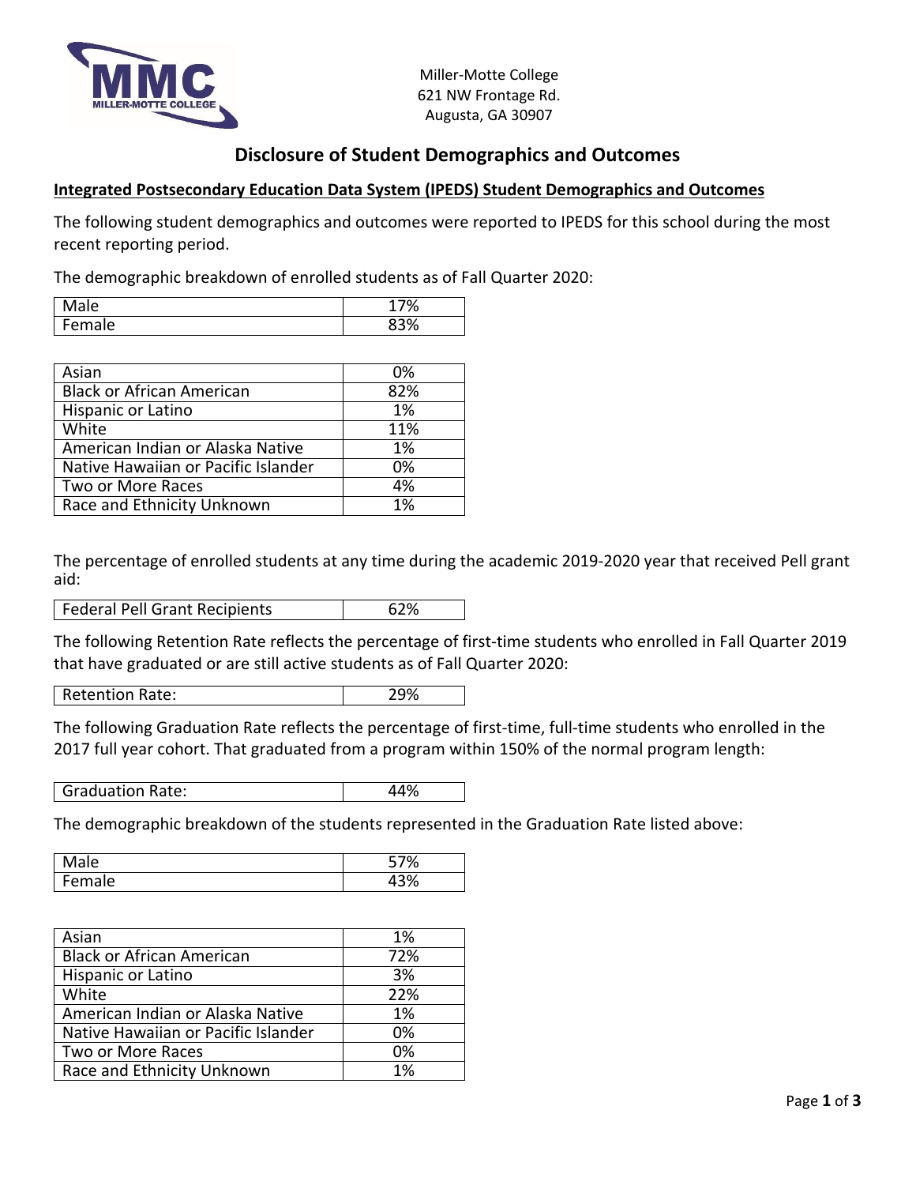Miller-Motte College
621 NW Frontage Rd.
Augusta, GA 30907

# Disclosure of Student Demographics and Outcomes

**Integrated Postsecondary Education Data System (IPEDS) Student Demographics and Outcomes**

The following student demographics and outcomes were reported to IPEDS for this school during the most recent reporting period.

The demographic breakdown of enrolled students as of Fall Quarter 2020:

| | |
|---|---|
| Male | 17% |
| Female | 83% |

| | |
|---|---|
| Asian | 0% |
| Black or African American | 82% |
| Hispanic or Latino | 1% |
| White | 11% |
| American Indian or Alaska Native | 1% |
| Native Hawaiian or Pacific Islander | 0% |
| Two or More Races | 4% |
| Race and Ethnicity Unknown | 1% |

The percentage of enrolled students at any time during the academic 2019-2020 year that received Pell grant aid:

| | |
|---|---|
| Federal Pell Grant Recipients | 62% |

The following Retention Rate reflects the percentage of first-time students who enrolled in Fall Quarter 2019 that have graduated or are still active students as of Fall Quarter 2020:

| | |
|---|---|
| Retention Rate: | 29% |

The following Graduation Rate reflects the percentage of first-time, full-time students who enrolled in the 2017 full year cohort. That graduated from a program within 150% of the normal program length:

| | |
|---|---|
| Graduation Rate: | 44% |

The demographic breakdown of the students represented in the Graduation Rate listed above:

| | |
|---|---|
| Male | 57% |
| Female | 43% |

| | |
|---|---|
| Asian | 1% |
| Black or African American | 72% |
| Hispanic or Latino | 3% |
| White | 22% |
| American Indian or Alaska Native | 1% |
| Native Hawaiian or Pacific Islander | 0% |
| Two or More Races | 0% |
| Race and Ethnicity Unknown | 1% |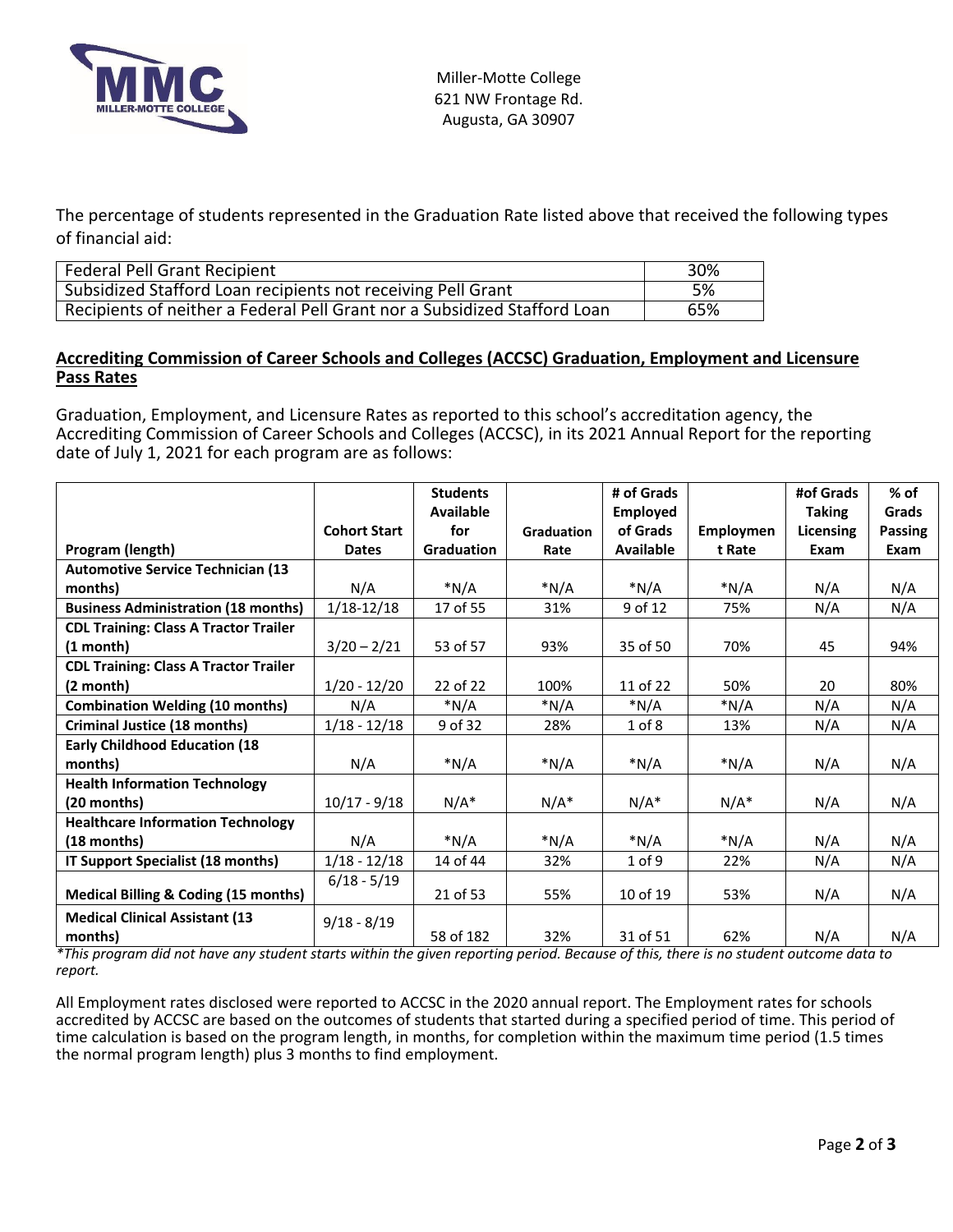Miller-Motte College
621 NW Frontage Rd.
Augusta, GA 30907

The percentage of students represented in the Graduation Rate listed above that received the following types of financial aid:

| | |
|---|---|
| Federal Pell Grant Recipient | 30% |
| Subsidized Stafford Loan recipients not receiving Pell Grant | 5% |
| Recipients of neither a Federal Pell Grant nor a Subsidized Stafford Loan | 65% |

## Accrediting Commission of Career Schools and Colleges (ACCSC) Graduation, Employment and Licensure Pass Rates

Graduation, Employment, and Licensure Rates as reported to this school's accreditation agency, the Accrediting Commission of Career Schools and Colleges (ACCSC), in its 2021 Annual Report for the reporting date of July 1, 2021 for each program are as follows:

| Program (length) | Cohort Start Dates | Students Available for Graduation | Graduation Rate | # of Grads Employed of Grads Available | Employment Rate | #of Grads Taking Licensing Exam | % of Grads Passing Exam |
|---|---|---|---|---|---|---|---|
| **Automotive Service Technician (13 months)** | N/A | *N/A | *N/A | *N/A | *N/A | N/A | N/A |
| **Business Administration (18 months)** | 1/18-12/18 | 17 of 55 | 31% | 9 of 12 | 75% | N/A | N/A |
| **CDL Training: Class A Tractor Trailer (1 month)** | 3/20 – 2/21 | 53 of 57 | 93% | 35 of 50 | 70% | 45 | 94% |
| **CDL Training: Class A Tractor Trailer (2 month)** | 1/20 - 12/20 | 22 of 22 | 100% | 11 of 22 | 50% | 20 | 80% |
| **Combination Welding (10 months)** | N/A | *N/A | *N/A | *N/A | *N/A | N/A | N/A |
| **Criminal Justice (18 months)** | 1/18 - 12/18 | 9 of 32 | 28% | 1 of 8 | 13% | N/A | N/A |
| **Early Childhood Education (18 months)** | N/A | *N/A | *N/A | *N/A | *N/A | N/A | N/A |
| **Health Information Technology (20 months)** | 10/17 - 9/18 | N/A* | N/A* | N/A* | N/A* | N/A | N/A |
| **Healthcare Information Technology (18 months)** | N/A | *N/A | *N/A | *N/A | *N/A | N/A | N/A |
| **IT Support Specialist (18 months)** | 1/18 - 12/18 | 14 of 44 | 32% | 1 of 9 | 22% | N/A | N/A |
| **Medical Billing & Coding (15 months)** | 6/18 - 5/19 | 21 of 53 | 55% | 10 of 19 | 53% | N/A | N/A |
| **Medical Clinical Assistant (13 months)** | 9/18 - 8/19 | 58 of 182 | 32% | 31 of 51 | 62% | N/A | N/A |

*\*This program did not have any student starts within the given reporting period. Because of this, there is no student outcome data to report.*

All Employment rates disclosed were reported to ACCSC in the 2020 annual report. The Employment rates for schools accredited by ACCSC are based on the outcomes of students that started during a specified period of time. This period of time calculation is based on the program length, in months, for completion within the maximum time period (1.5 times the normal program length) plus 3 months to find employment.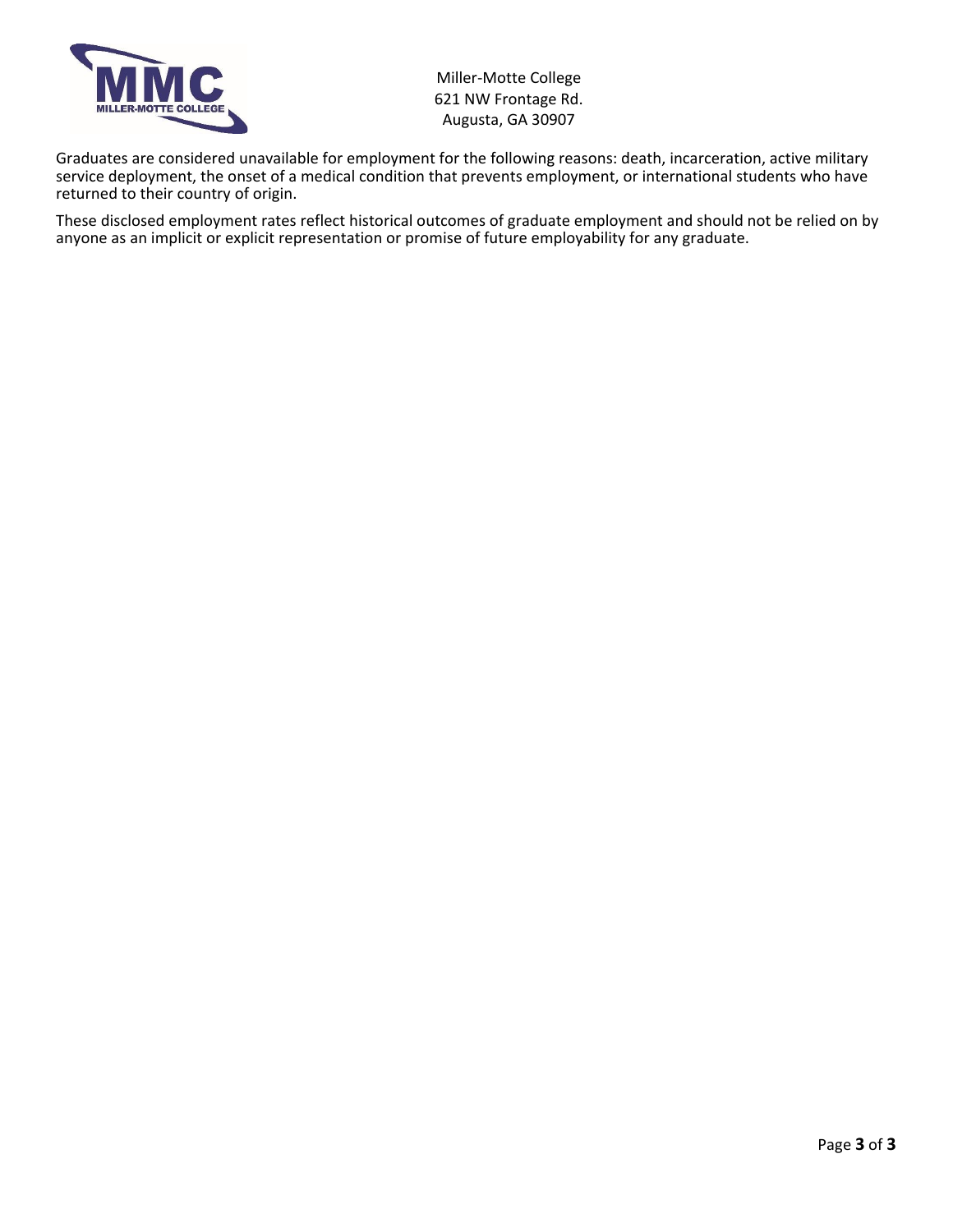Miller-Motte College
621 NW Frontage Rd.
Augusta, GA 30907

Graduates are considered unavailable for employment for the following reasons: death, incarceration, active military service deployment, the onset of a medical condition that prevents employment, or international students who have returned to their country of origin.

These disclosed employment rates reflect historical outcomes of graduate employment and should not be relied on by anyone as an implicit or explicit representation or promise of future employability for any graduate.